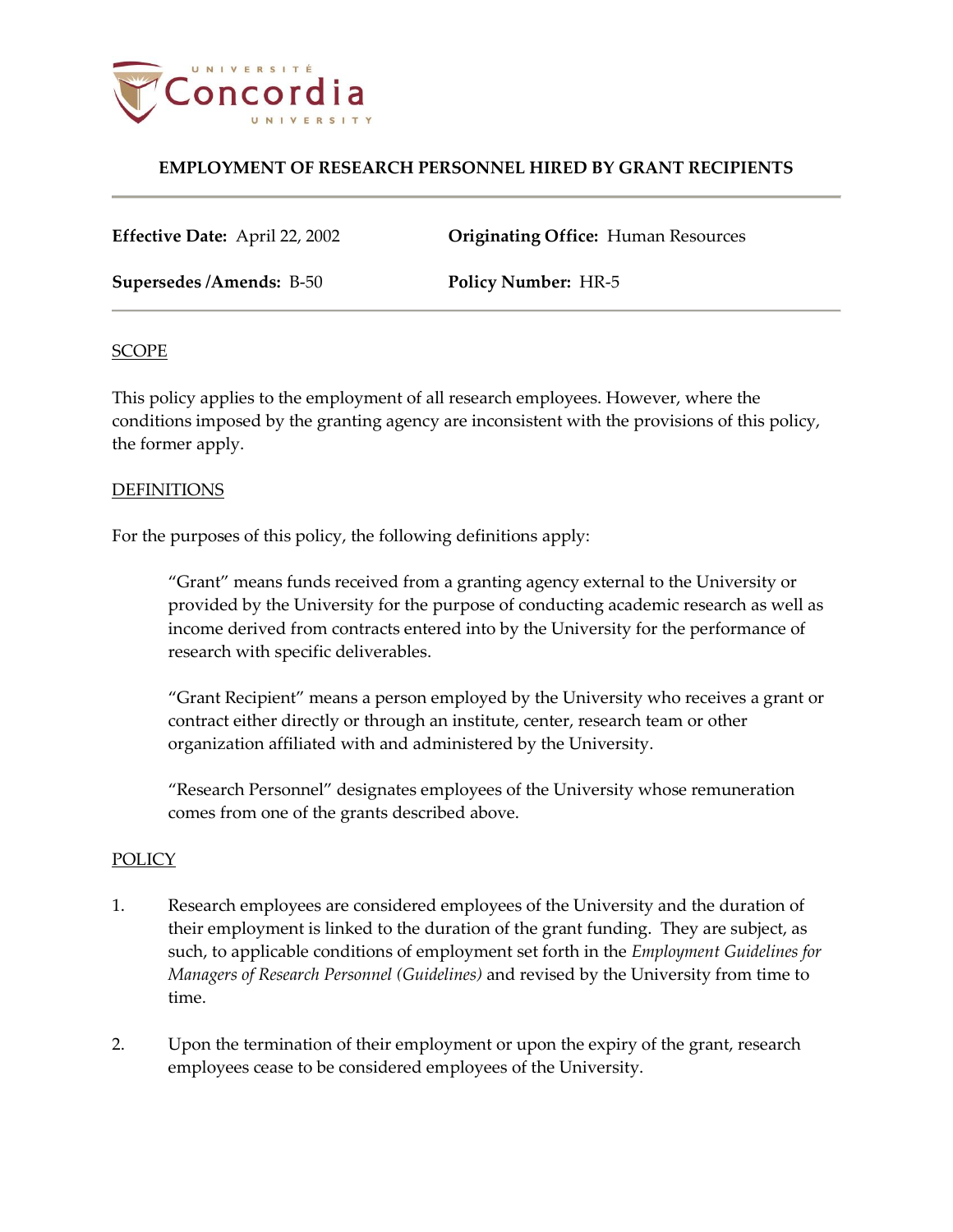# EMPLOYMENT OF RESEARCH PERSONNEL HIRED BY GRANT RECIPIENTS

**Effective Date:** April 22, 2002 | **Originating Office:** Human Resources

**Supersedes /Amends:** B-50 | **Policy Number:** HR-5

## SCOPE

This policy applies to the employment of all research employees. However, where the conditions imposed by the granting agency are inconsistent with the provisions of this policy, the former apply.

## DEFINITIONS

For the purposes of this policy, the following definitions apply:

> "Grant" means funds received from a granting agency external to the University or provided by the University for the purpose of conducting academic research as well as income derived from contracts entered into by the University for the performance of research with specific deliverables.
>
> "Grant Recipient" means a person employed by the University who receives a grant or contract either directly or through an institute, center, research team or other organization affiliated with and administered by the University.
>
> "Research Personnel" designates employees of the University whose remuneration comes from one of the grants described above.

## POLICY

1. Research employees are considered employees of the University and the duration of their employment is linked to the duration of the grant funding. They are subject, as such, to applicable conditions of employment set forth in the *Employment Guidelines for Managers of Research Personnel (Guidelines)* and revised by the University from time to time.

2. Upon the termination of their employment or upon the expiry of the grant, research employees cease to be considered employees of the University.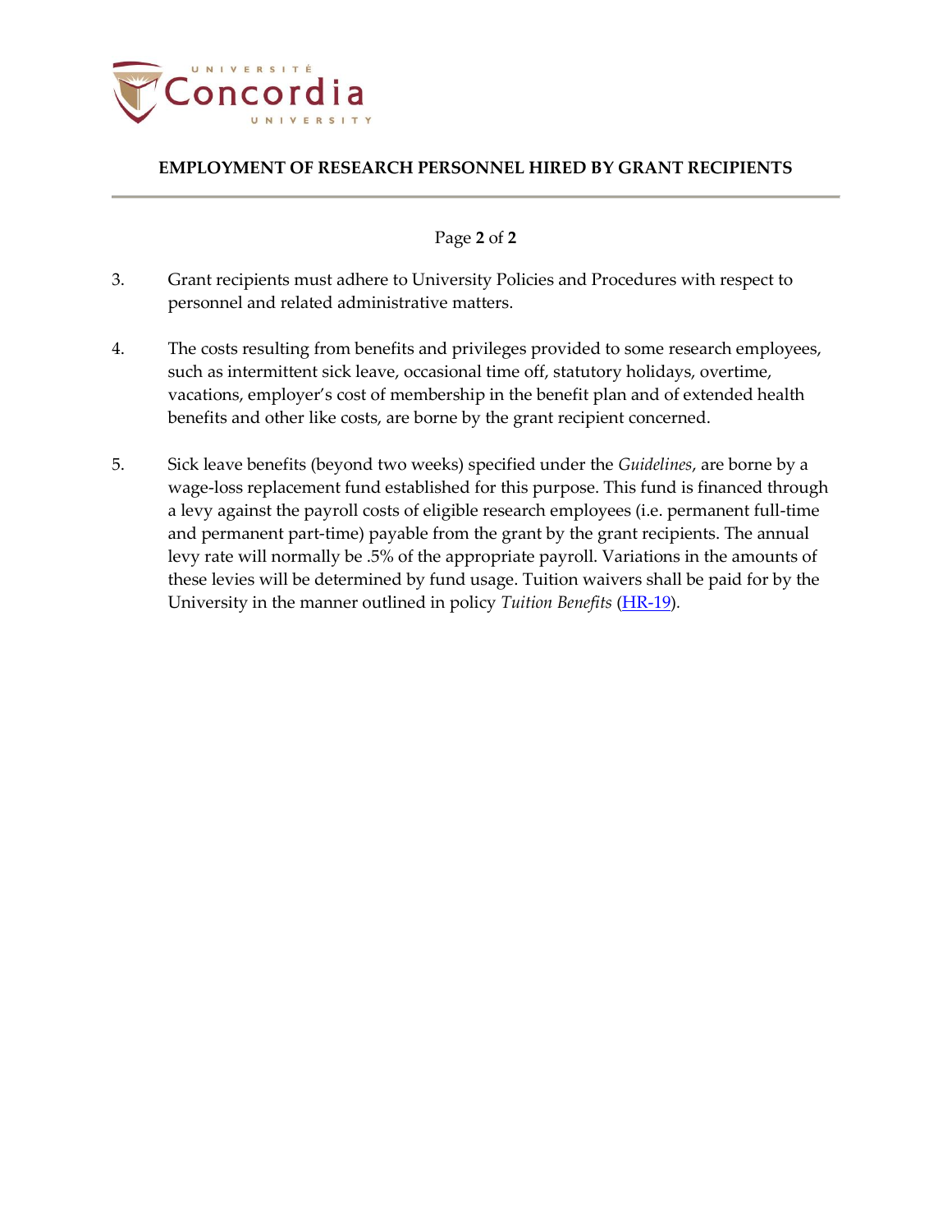3. Grant recipients must adhere to University Policies and Procedures with respect to personnel and related administrative matters.

4. The costs resulting from benefits and privileges provided to some research employees, such as intermittent sick leave, occasional time off, statutory holidays, overtime, vacations, employer's cost of membership in the benefit plan and of extended health benefits and other like costs, are borne by the grant recipient concerned.

5. Sick leave benefits (beyond two weeks) specified under the *Guidelines*, are borne by a wage-loss replacement fund established for this purpose. This fund is financed through a levy against the payroll costs of eligible research employees (i.e. permanent full-time and permanent part-time) payable from the grant by the grant recipients. The annual levy rate will normally be .5% of the appropriate payroll. Variations in the amounts of these levies will be determined by fund usage. Tuition waivers shall be paid for by the University in the manner outlined in policy *Tuition Benefits* (HR-19).